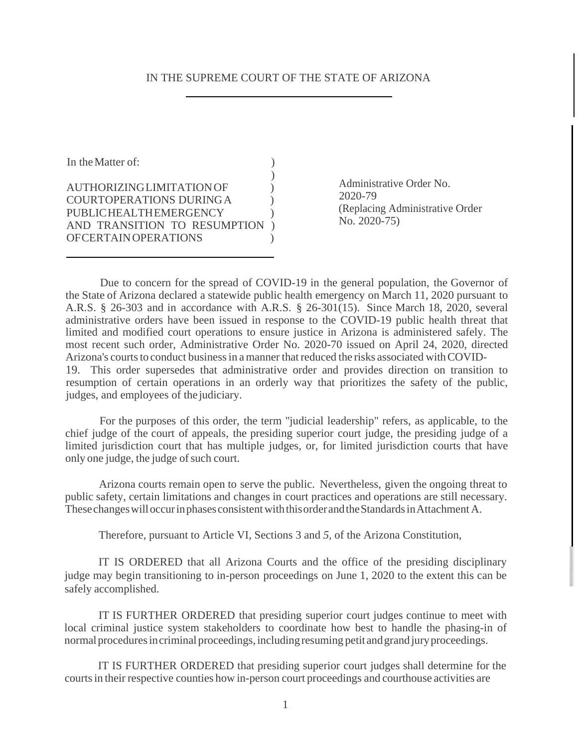IN THE SUPREME COURT OF THE STATE OF ARIZONA

In the Matter of:

AUTHORIZING LIMITATION OF COURT OPERATIONS DURING A PUBLIC HEALTH EMERGENCY AND TRANSITION TO RESUMPTION OF CERTAIN OPERATIONS

Administrative Order No. 2020-79
(Replacing Administrative Order No. 2020-75)

Due to concern for the spread of COVID-19 in the general population, the Governor of the State of Arizona declared a statewide public health emergency on March 11, 2020 pursuant to A.R.S. § 26-303 and in accordance with A.R.S. § 26-301(15). Since March 18, 2020, several administrative orders have been issued in response to the COVID-19 public health threat that limited and modified court operations to ensure justice in Arizona is administered safely. The most recent such order, Administrative Order No. 2020-70 issued on April 24, 2020, directed Arizona's courts to conduct business in a manner that reduced the risks associated with COVID-19. This order supersedes that administrative order and provides direction on transition to resumption of certain operations in an orderly way that prioritizes the safety of the public, judges, and employees of the judiciary.

For the purposes of this order, the term "judicial leadership" refers, as applicable, to the chief judge of the court of appeals, the presiding superior court judge, the presiding judge of a limited jurisdiction court that has multiple judges, or, for limited jurisdiction courts that have only one judge, the judge of such court.

Arizona courts remain open to serve the public. Nevertheless, given the ongoing threat to public safety, certain limitations and changes in court practices and operations are still necessary. These changes will occur in phases consistent with this order and the Standards in Attachment A.

Therefore, pursuant to Article VI, Sections 3 and *5,* of the Arizona Constitution,

IT IS ORDERED that all Arizona Courts and the office of the presiding disciplinary judge may begin transitioning to in-person proceedings on June 1, 2020 to the extent this can be safely accomplished.

IT IS FURTHER ORDERED that presiding superior court judges continue to meet with local criminal justice system stakeholders to coordinate how best to handle the phasing-in of normal procedures in criminal proceedings, including resuming petit and grand jury proceedings.

IT IS FURTHER ORDERED that presiding superior court judges shall determine for the courts in their respective counties how in-person court proceedings and courthouse activities are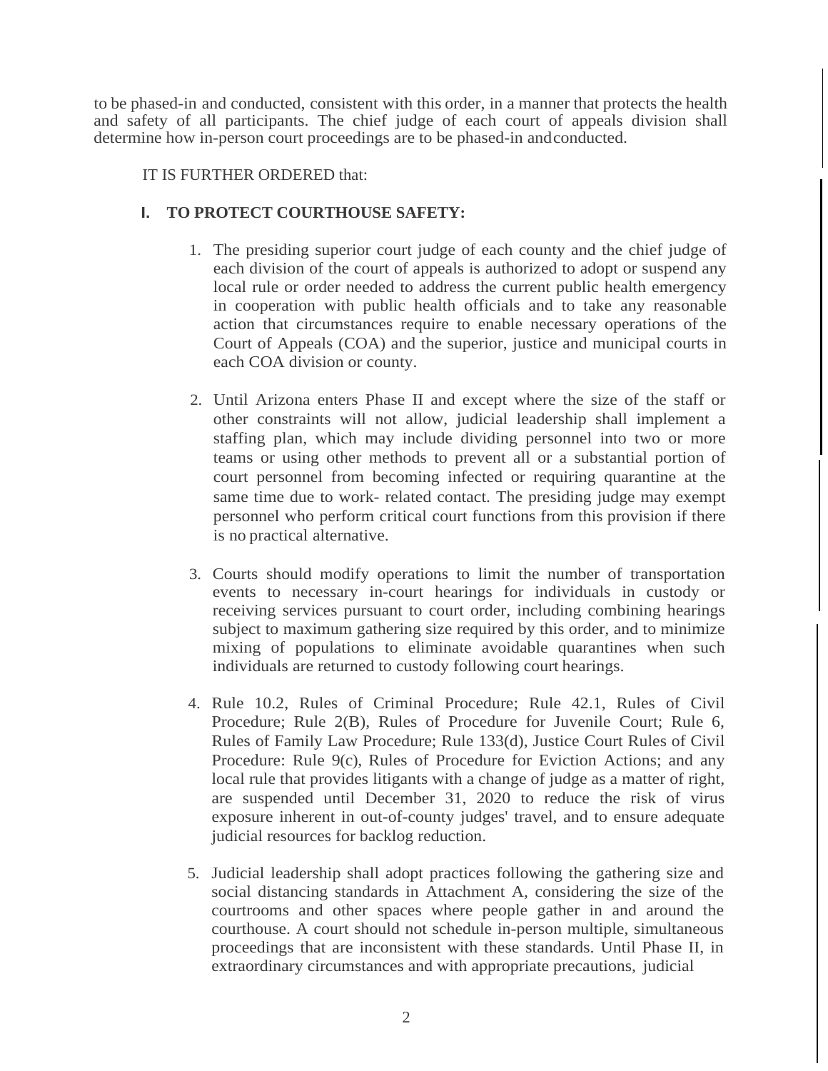to be phased-in and conducted, consistent with this order, in a manner that protects the health and safety of all participants. The chief judge of each court of appeals division shall determine how in-person court proceedings are to be phased-in and conducted.

IT IS FURTHER ORDERED that:

## I. TO PROTECT COURTHOUSE SAFETY:

1. The presiding superior court judge of each county and the chief judge of each division of the court of appeals is authorized to adopt or suspend any local rule or order needed to address the current public health emergency in cooperation with public health officials and to take any reasonable action that circumstances require to enable necessary operations of the Court of Appeals (COA) and the superior, justice and municipal courts in each COA division or county.

2. Until Arizona enters Phase II and except where the size of the staff or other constraints will not allow, judicial leadership shall implement a staffing plan, which may include dividing personnel into two or more teams or using other methods to prevent all or a substantial portion of court personnel from becoming infected or requiring quarantine at the same time due to work- related contact. The presiding judge may exempt personnel who perform critical court functions from this provision if there is no practical alternative.

3. Courts should modify operations to limit the number of transportation events to necessary in-court hearings for individuals in custody or receiving services pursuant to court order, including combining hearings subject to maximum gathering size required by this order, and to minimize mixing of populations to eliminate avoidable quarantines when such individuals are returned to custody following court hearings.

4. Rule 10.2, Rules of Criminal Procedure; Rule 42.1, Rules of Civil Procedure; Rule 2(B), Rules of Procedure for Juvenile Court; Rule 6, Rules of Family Law Procedure; Rule 133(d), Justice Court Rules of Civil Procedure: Rule 9(c), Rules of Procedure for Eviction Actions; and any local rule that provides litigants with a change of judge as a matter of right, are suspended until December 31, 2020 to reduce the risk of virus exposure inherent in out-of-county judges' travel, and to ensure adequate judicial resources for backlog reduction.

5. Judicial leadership shall adopt practices following the gathering size and social distancing standards in Attachment A, considering the size of the courtrooms and other spaces where people gather in and around the courthouse. A court should not schedule in-person multiple, simultaneous proceedings that are inconsistent with these standards. Until Phase II, in extraordinary circumstances and with appropriate precautions, judicial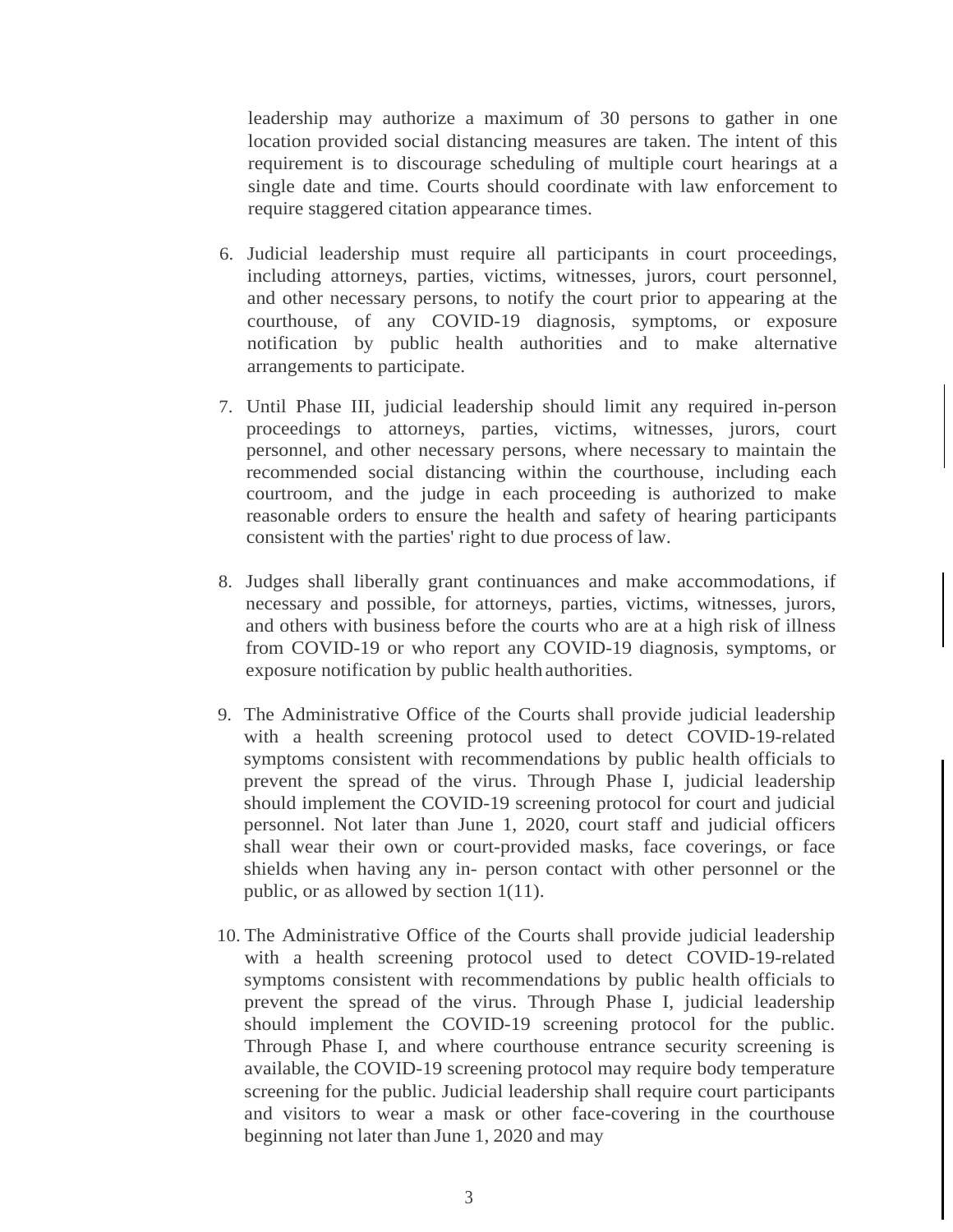leadership may authorize a maximum of 30 persons to gather in one location provided social distancing measures are taken. The intent of this requirement is to discourage scheduling of multiple court hearings at a single date and time. Courts should coordinate with law enforcement to require staggered citation appearance times.

6. Judicial leadership must require all participants in court proceedings, including attorneys, parties, victims, witnesses, jurors, court personnel, and other necessary persons, to notify the court prior to appearing at the courthouse, of any COVID-19 diagnosis, symptoms, or exposure notification by public health authorities and to make alternative arrangements to participate.

7. Until Phase III, judicial leadership should limit any required in-person proceedings to attorneys, parties, victims, witnesses, jurors, court personnel, and other necessary persons, where necessary to maintain the recommended social distancing within the courthouse, including each courtroom, and the judge in each proceeding is authorized to make reasonable orders to ensure the health and safety of hearing participants consistent with the parties' right to due process of law.

8. Judges shall liberally grant continuances and make accommodations, if necessary and possible, for attorneys, parties, victims, witnesses, jurors, and others with business before the courts who are at a high risk of illness from COVID-19 or who report any COVID-19 diagnosis, symptoms, or exposure notification by public health authorities.

9. The Administrative Office of the Courts shall provide judicial leadership with a health screening protocol used to detect COVID-19-related symptoms consistent with recommendations by public health officials to prevent the spread of the virus. Through Phase I, judicial leadership should implement the COVID-19 screening protocol for court and judicial personnel. Not later than June 1, 2020, court staff and judicial officers shall wear their own or court-provided masks, face coverings, or face shields when having any in- person contact with other personnel or the public, or as allowed by section 1(11).

10. The Administrative Office of the Courts shall provide judicial leadership with a health screening protocol used to detect COVID-19-related symptoms consistent with recommendations by public health officials to prevent the spread of the virus. Through Phase I, judicial leadership should implement the COVID-19 screening protocol for the public. Through Phase I, and where courthouse entrance security screening is available, the COVID-19 screening protocol may require body temperature screening for the public. Judicial leadership shall require court participants and visitors to wear a mask or other face-covering in the courthouse beginning not later than June 1, 2020 and may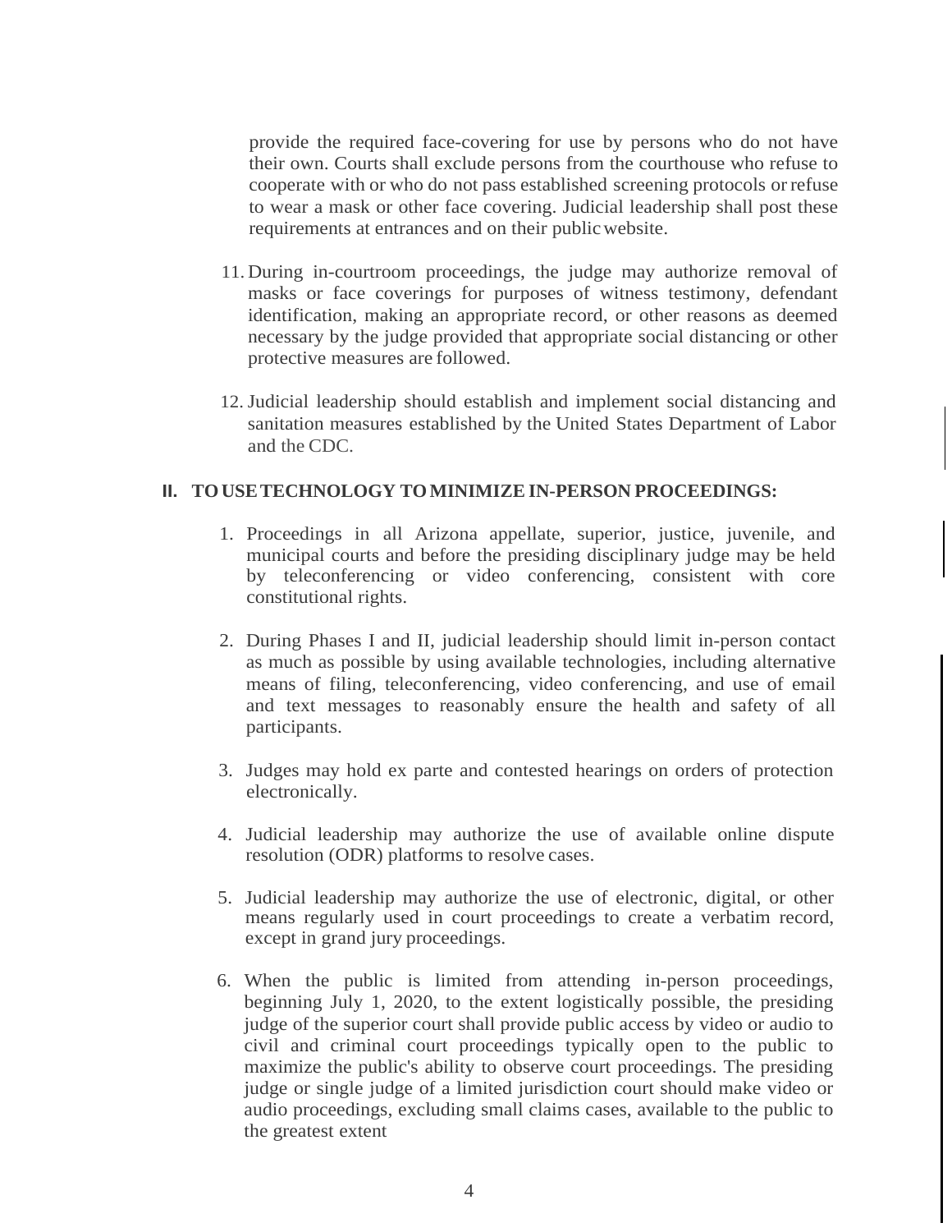provide the required face-covering for use by persons who do not have their own. Courts shall exclude persons from the courthouse who refuse to cooperate with or who do not pass established screening protocols or refuse to wear a mask or other face covering. Judicial leadership shall post these requirements at entrances and on their public website.

11. During in-courtroom proceedings, the judge may authorize removal of masks or face coverings for purposes of witness testimony, defendant identification, making an appropriate record, or other reasons as deemed necessary by the judge provided that appropriate social distancing or other protective measures are followed.

12. Judicial leadership should establish and implement social distancing and sanitation measures established by the United States Department of Labor and the CDC.

## II. TO USE TECHNOLOGY TO MINIMIZE IN-PERSON PROCEEDINGS:

1. Proceedings in all Arizona appellate, superior, justice, juvenile, and municipal courts and before the presiding disciplinary judge may be held by teleconferencing or video conferencing, consistent with core constitutional rights.

2. During Phases I and II, judicial leadership should limit in-person contact as much as possible by using available technologies, including alternative means of filing, teleconferencing, video conferencing, and use of email and text messages to reasonably ensure the health and safety of all participants.

3. Judges may hold ex parte and contested hearings on orders of protection electronically.

4. Judicial leadership may authorize the use of available online dispute resolution (ODR) platforms to resolve cases.

5. Judicial leadership may authorize the use of electronic, digital, or other means regularly used in court proceedings to create a verbatim record, except in grand jury proceedings.

6. When the public is limited from attending in-person proceedings, beginning July 1, 2020, to the extent logistically possible, the presiding judge of the superior court shall provide public access by video or audio to civil and criminal court proceedings typically open to the public to maximize the public's ability to observe court proceedings. The presiding judge or single judge of a limited jurisdiction court should make video or audio proceedings, excluding small claims cases, available to the public to the greatest extent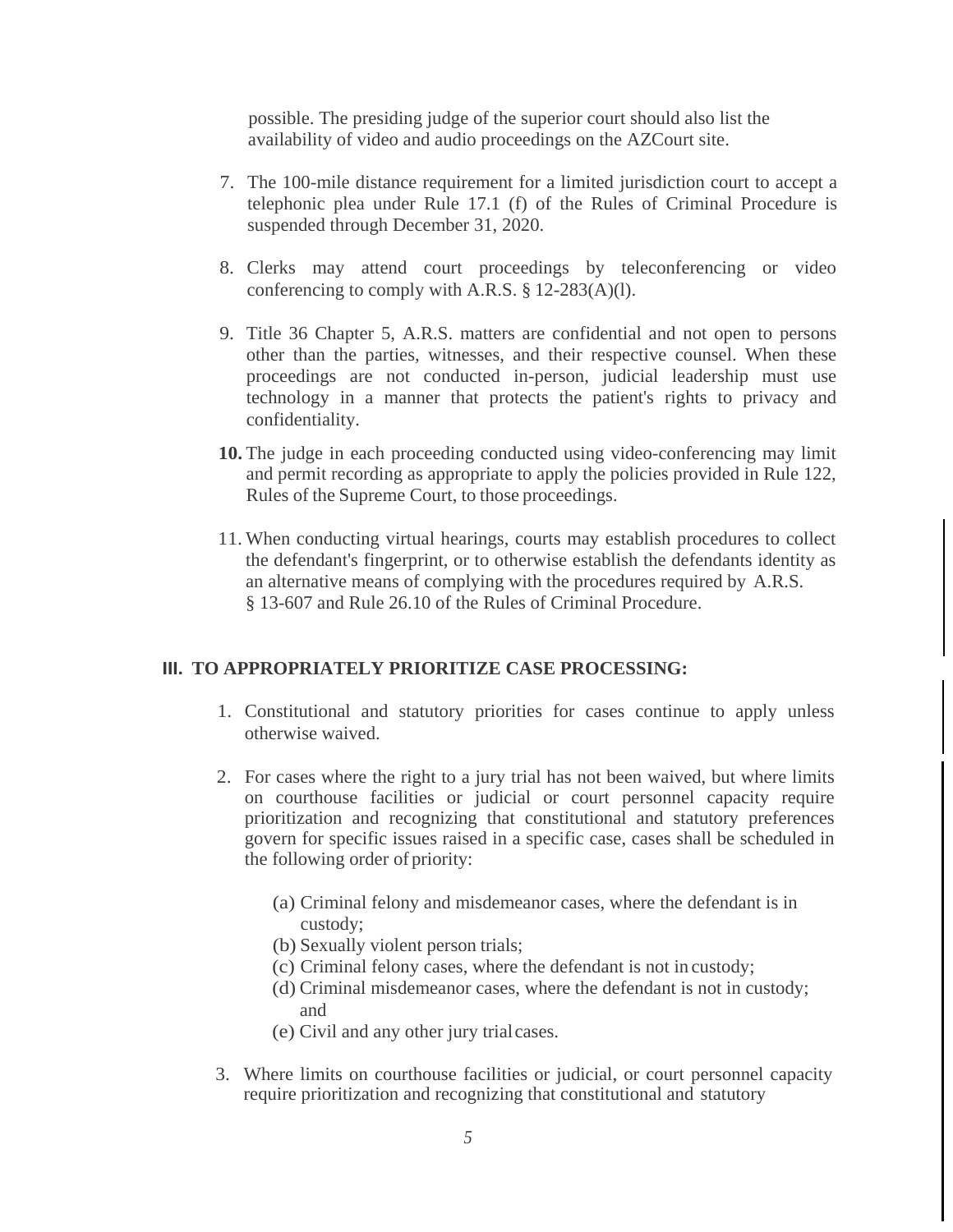possible. The presiding judge of the superior court should also list the availability of video and audio proceedings on the AZCourt site.

7. The 100-mile distance requirement for a limited jurisdiction court to accept a telephonic plea under Rule 17.1 (f) of the Rules of Criminal Procedure is suspended through December 31, 2020.

8. Clerks may attend court proceedings by teleconferencing or video conferencing to comply with A.R.S. § 12-283(A)(l).

9. Title 36 Chapter 5, A.R.S. matters are confidential and not open to persons other than the parties, witnesses, and their respective counsel. When these proceedings are not conducted in-person, judicial leadership must use technology in a manner that protects the patient's rights to privacy and confidentiality.

10. The judge in each proceeding conducted using video-conferencing may limit and permit recording as appropriate to apply the policies provided in Rule 122, Rules of the Supreme Court, to those proceedings.

11. When conducting virtual hearings, courts may establish procedures to collect the defendant's fingerprint, or to otherwise establish the defendants identity as an alternative means of complying with the procedures required by A.R.S. § 13-607 and Rule 26.10 of the Rules of Criminal Procedure.

## III. TO APPROPRIATELY PRIORITIZE CASE PROCESSING:

1. Constitutional and statutory priorities for cases continue to apply unless otherwise waived.

2. For cases where the right to a jury trial has not been waived, but where limits on courthouse facilities or judicial or court personnel capacity require prioritization and recognizing that constitutional and statutory preferences govern for specific issues raised in a specific case, cases shall be scheduled in the following order of priority:

   (a) Criminal felony and misdemeanor cases, where the defendant is in custody;
   (b) Sexually violent person trials;
   (c) Criminal felony cases, where the defendant is not in custody;
   (d) Criminal misdemeanor cases, where the defendant is not in custody; and
   (e) Civil and any other jury trial cases.

3. Where limits on courthouse facilities or judicial, or court personnel capacity require prioritization and recognizing that constitutional and statutory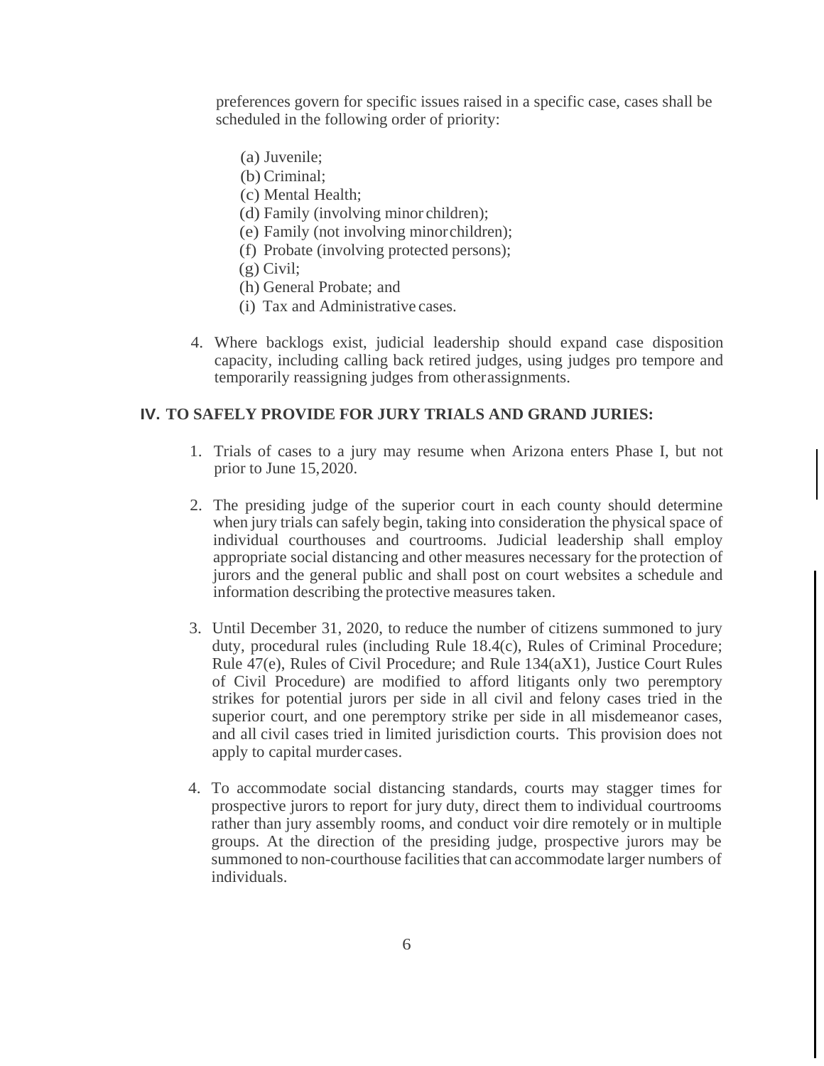preferences govern for specific issues raised in a specific case, cases shall be scheduled in the following order of priority:

(a) Juvenile;
(b) Criminal;
(c) Mental Health;
(d) Family (involving minor children);
(e) Family (not involving minor children);
(f) Probate (involving protected persons);
(g) Civil;
(h) General Probate; and
(i) Tax and Administrative cases.

4. Where backlogs exist, judicial leadership should expand case disposition capacity, including calling back retired judges, using judges pro tempore and temporarily reassigning judges from other assignments.

## IV. TO SAFELY PROVIDE FOR JURY TRIALS AND GRAND JURIES:

1. Trials of cases to a jury may resume when Arizona enters Phase I, but not prior to June 15, 2020.

2. The presiding judge of the superior court in each county should determine when jury trials can safely begin, taking into consideration the physical space of individual courthouses and courtrooms. Judicial leadership shall employ appropriate social distancing and other measures necessary for the protection of jurors and the general public and shall post on court websites a schedule and information describing the protective measures taken.

3. Until December 31, 2020, to reduce the number of citizens summoned to jury duty, procedural rules (including Rule 18.4(c), Rules of Criminal Procedure; Rule 47(e), Rules of Civil Procedure; and Rule 134(aX1), Justice Court Rules of Civil Procedure) are modified to afford litigants only two peremptory strikes for potential jurors per side in all civil and felony cases tried in the superior court, and one peremptory strike per side in all misdemeanor cases, and all civil cases tried in limited jurisdiction courts. This provision does not apply to capital murder cases.

4. To accommodate social distancing standards, courts may stagger times for prospective jurors to report for jury duty, direct them to individual courtrooms rather than jury assembly rooms, and conduct voir dire remotely or in multiple groups. At the direction of the presiding judge, prospective jurors may be summoned to non-courthouse facilities that can accommodate larger numbers of individuals.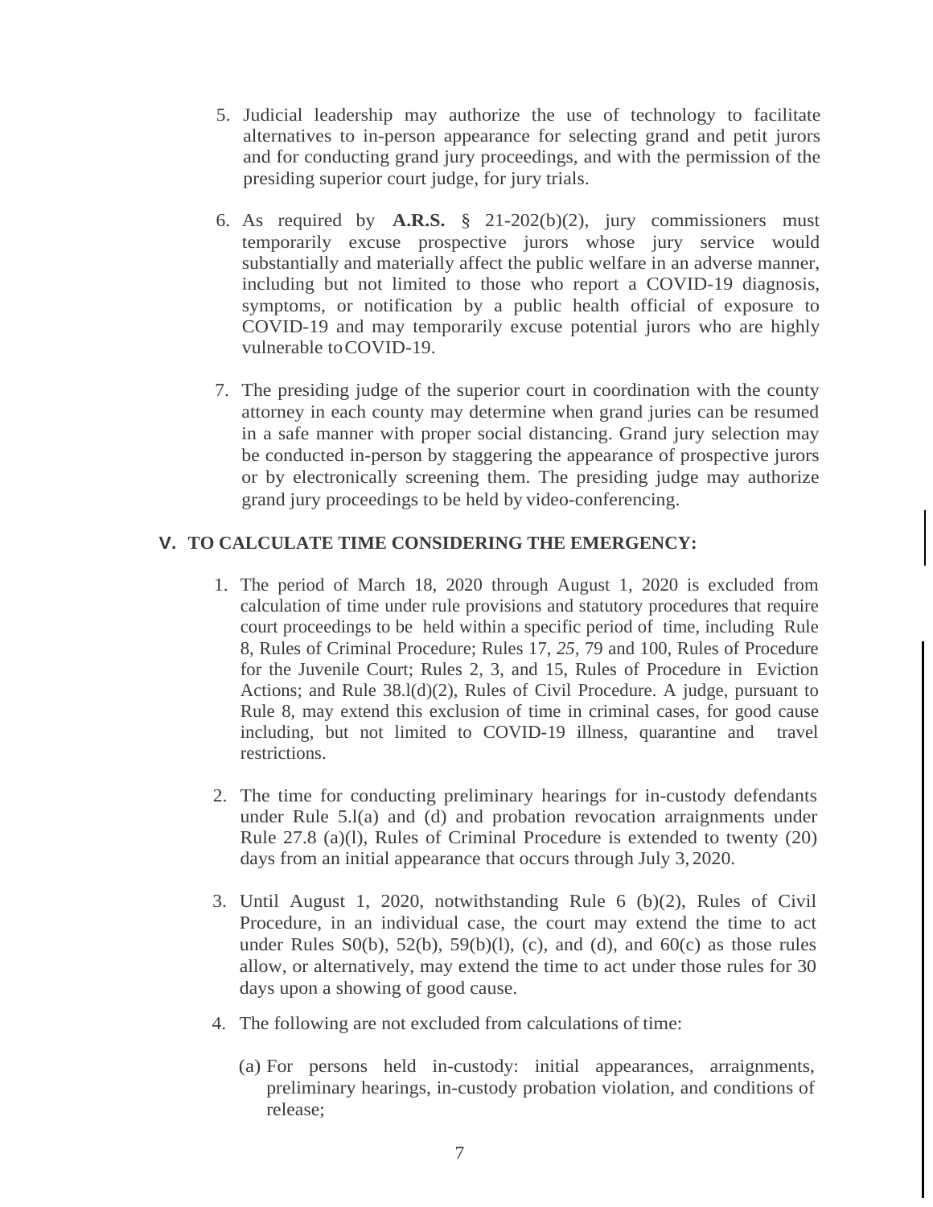5. Judicial leadership may authorize the use of technology to facilitate alternatives to in-person appearance for selecting grand and petit jurors and for conducting grand jury proceedings, and with the permission of the presiding superior court judge, for jury trials.

6. As required by **A.R.S.** § 21-202(b)(2), jury commissioners must temporarily excuse prospective jurors whose jury service would substantially and materially affect the public welfare in an adverse manner, including but not limited to those who report a COVID-19 diagnosis, symptoms, or notification by a public health official of exposure to COVID-19 and may temporarily excuse potential jurors who are highly vulnerable to COVID-19.

7. The presiding judge of the superior court in coordination with the county attorney in each county may determine when grand juries can be resumed in a safe manner with proper social distancing. Grand jury selection may be conducted in-person by staggering the appearance of prospective jurors or by electronically screening them. The presiding judge may authorize grand jury proceedings to be held by video-conferencing.

## V. TO CALCULATE TIME CONSIDERING THE EMERGENCY:

1. The period of March 18, 2020 through August 1, 2020 is excluded from calculation of time under rule provisions and statutory procedures that require court proceedings to be held within a specific period of time, including Rule 8, Rules of Criminal Procedure; Rules 17, *25*, 79 and 100, Rules of Procedure for the Juvenile Court; Rules 2, 3, and 15, Rules of Procedure in Eviction Actions; and Rule 38.l(d)(2), Rules of Civil Procedure. A judge, pursuant to Rule 8, may extend this exclusion of time in criminal cases, for good cause including, but not limited to COVID-19 illness, quarantine and travel restrictions.

2. The time for conducting preliminary hearings for in-custody defendants under Rule 5.l(a) and (d) and probation revocation arraignments under Rule 27.8 (a)(l), Rules of Criminal Procedure is extended to twenty (20) days from an initial appearance that occurs through July 3, 2020.

3. Until August 1, 2020, notwithstanding Rule 6 (b)(2), Rules of Civil Procedure, in an individual case, the court may extend the time to act under Rules S0(b), 52(b), 59(b)(l), (c), and (d), and 60(c) as those rules allow, or alternatively, may extend the time to act under those rules for 30 days upon a showing of good cause.

4. The following are not excluded from calculations of time:

   (a) For persons held in-custody: initial appearances, arraignments, preliminary hearings, in-custody probation violation, and conditions of release;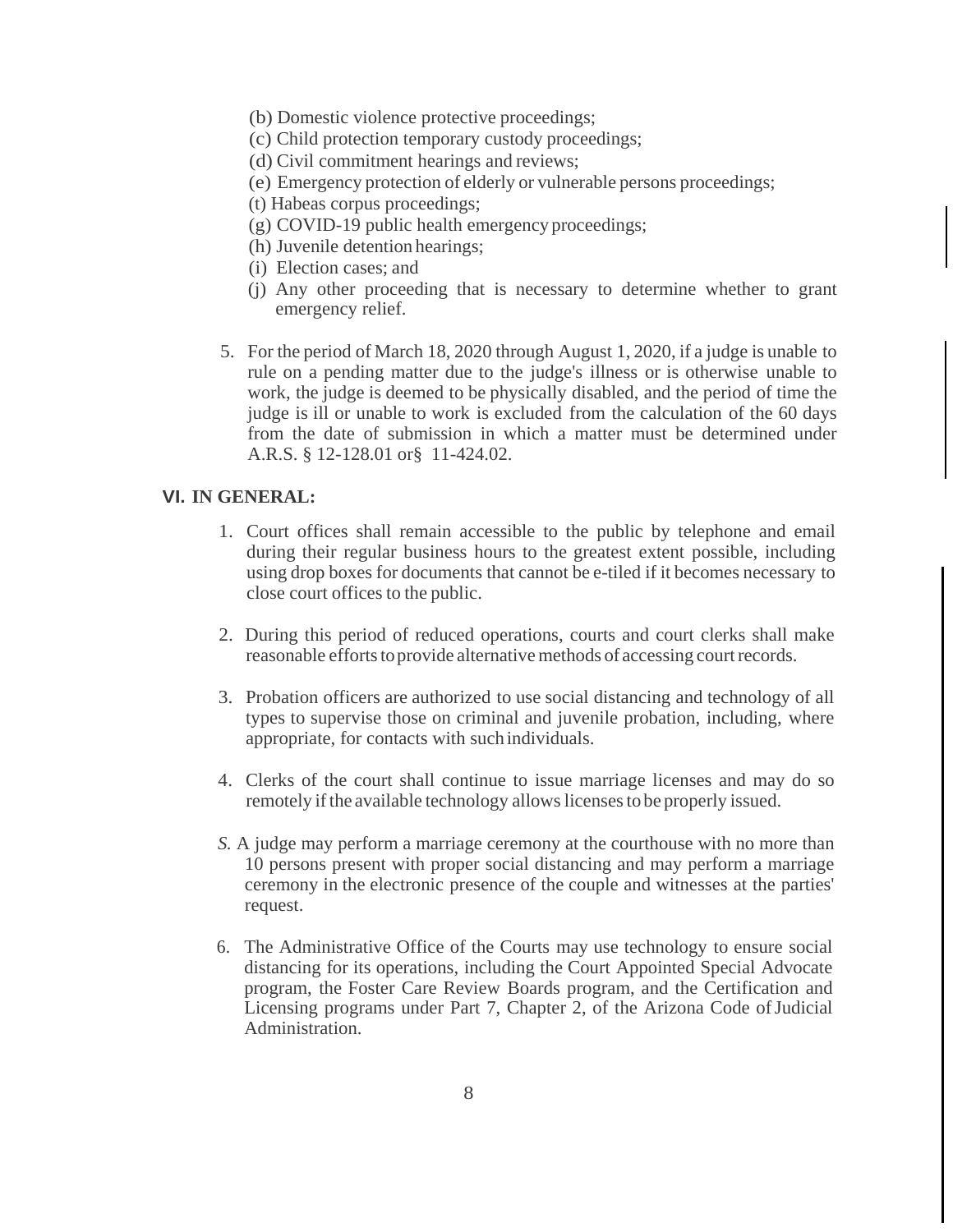(b) Domestic violence protective proceedings;
(c) Child protection temporary custody proceedings;
(d) Civil commitment hearings and reviews;
(e) Emergency protection of elderly or vulnerable persons proceedings;
(t) Habeas corpus proceedings;
(g) COVID-19 public health emergency proceedings;
(h) Juvenile detention hearings;
(i) Election cases; and
(j) Any other proceeding that is necessary to determine whether to grant emergency relief.

5. For the period of March 18, 2020 through August 1, 2020, if a judge is unable to rule on a pending matter due to the judge's illness or is otherwise unable to work, the judge is deemed to be physically disabled, and the period of time the judge is ill or unable to work is excluded from the calculation of the 60 days from the date of submission in which a matter must be determined under A.R.S. § 12-128.01 or§ 11-424.02.

**VI. IN GENERAL:**

1. Court offices shall remain accessible to the public by telephone and email during their regular business hours to the greatest extent possible, including using drop boxes for documents that cannot be e-tiled if it becomes necessary to close court offices to the public.

2. During this period of reduced operations, courts and court clerks shall make reasonable efforts to provide alternative methods of accessing court records.

3. Probation officers are authorized to use social distancing and technology of all types to supervise those on criminal and juvenile probation, including, where appropriate, for contacts with such individuals.

4. Clerks of the court shall continue to issue marriage licenses and may do so remotely if the available technology allows licenses to be properly issued.

*S.* A judge may perform a marriage ceremony at the courthouse with no more than 10 persons present with proper social distancing and may perform a marriage ceremony in the electronic presence of the couple and witnesses at the parties' request.

6. The Administrative Office of the Courts may use technology to ensure social distancing for its operations, including the Court Appointed Special Advocate program, the Foster Care Review Boards program, and the Certification and Licensing programs under Part 7, Chapter 2, of the Arizona Code of Judicial Administration.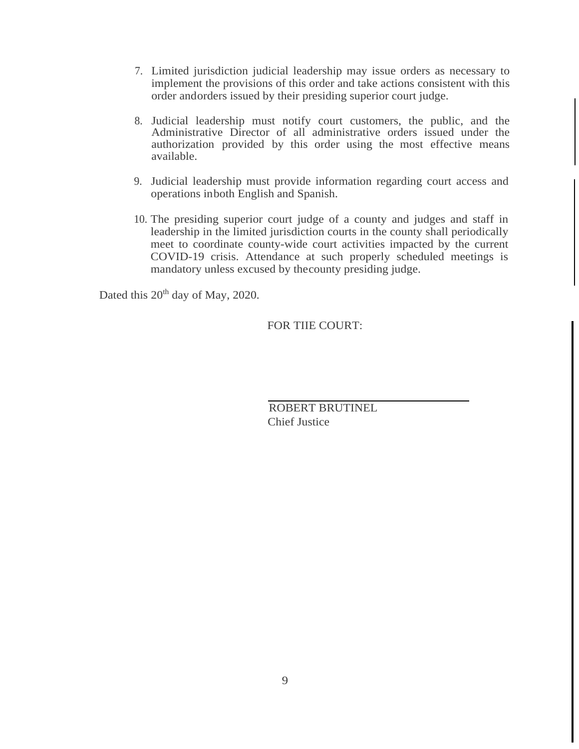7. Limited jurisdiction judicial leadership may issue orders as necessary to implement the provisions of this order and take actions consistent with this order andorders issued by their presiding superior court judge.

8. Judicial leadership must notify court customers, the public, and the Administrative Director of all administrative orders issued under the authorization provided by this order using the most effective means available.

9. Judicial leadership must provide information regarding court access and operations inboth English and Spanish.

10. The presiding superior court judge of a county and judges and staff in leadership in the limited jurisdiction courts in the county shall periodically meet to coordinate county-wide court activities impacted by the current COVID-19 crisis. Attendance at such properly scheduled meetings is mandatory unless excused by thecounty presiding judge.

Dated this 20th day of May, 2020.

FOR TIIE COURT:

ROBERT BRUTINEL
Chief Justice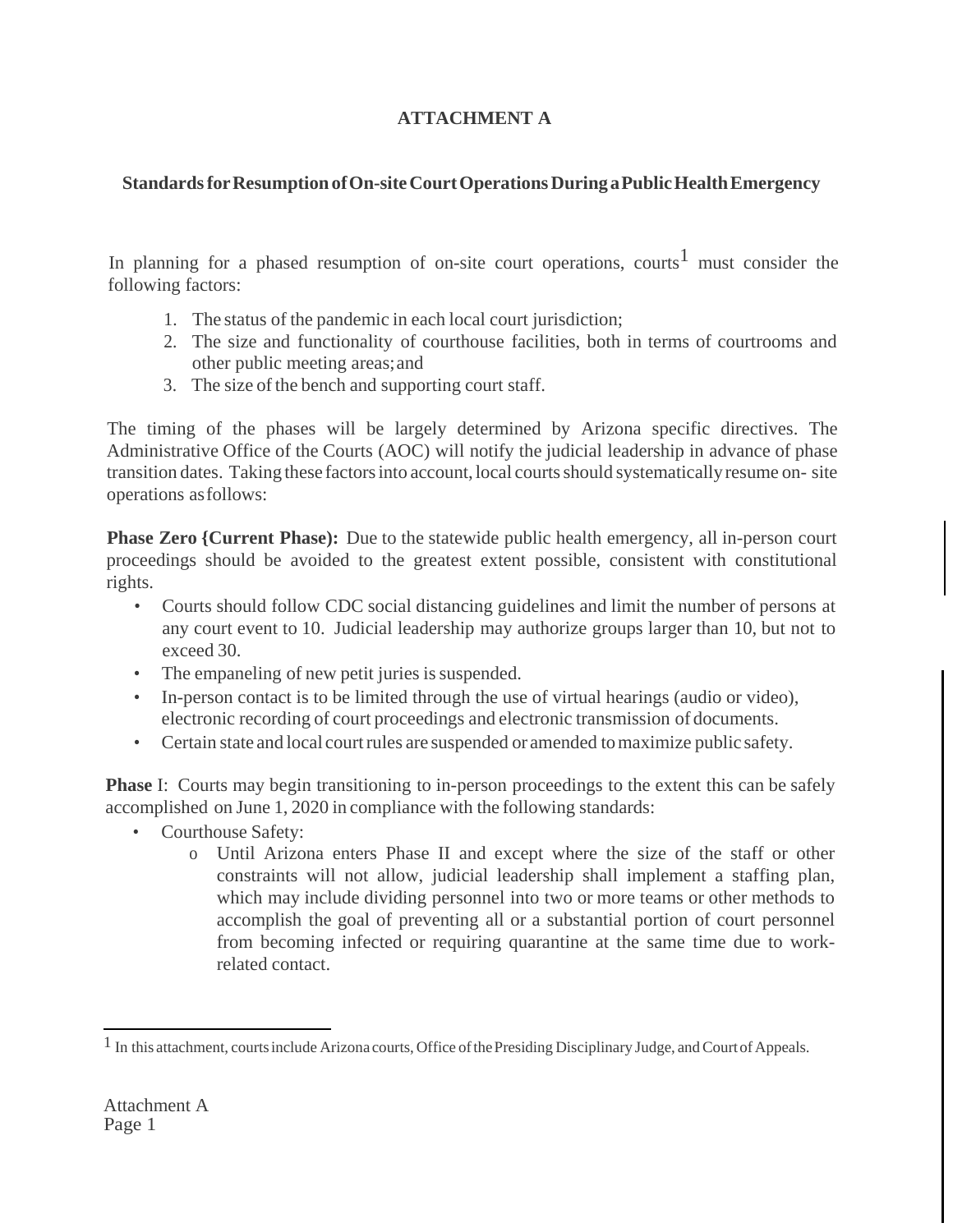# ATTACHMENT A

## Standards for Resumption of On-site Court Operations During a Public Health Emergency

In planning for a phased resumption of on-site court operations, courts[1] must consider the following factors:

1. The status of the pandemic in each local court jurisdiction;
2. The size and functionality of courthouse facilities, both in terms of courtrooms and other public meeting areas; and
3. The size of the bench and supporting court staff.

The timing of the phases will be largely determined by Arizona specific directives. The Administrative Office of the Courts (AOC) will notify the judicial leadership in advance of phase transition dates. Taking these factors into account, local courts should systematically resume on- site operations as follows:

**Phase Zero {Current Phase):** Due to the statewide public health emergency, all in-person court proceedings should be avoided to the greatest extent possible, consistent with constitutional rights.

- Courts should follow CDC social distancing guidelines and limit the number of persons at any court event to 10. Judicial leadership may authorize groups larger than 10, but not to exceed 30.
- The empaneling of new petit juries is suspended.
- In-person contact is to be limited through the use of virtual hearings (audio or video), electronic recording of court proceedings and electronic transmission of documents.
- Certain state and local court rules are suspended or amended to maximize public safety.

**Phase** I: Courts may begin transitioning to in-person proceedings to the extent this can be safely accomplished on June 1, 2020 in compliance with the following standards:

- Courthouse Safety:
  - Until Arizona enters Phase II and except where the size of the staff or other constraints will not allow, judicial leadership shall implement a staffing plan, which may include dividing personnel into two or more teams or other methods to accomplish the goal of preventing all or a substantial portion of court personnel from becoming infected or requiring quarantine at the same time due to work-related contact.

[1] In this attachment, courts include Arizona courts, Office of the Presiding Disciplinary Judge, and Court of Appeals.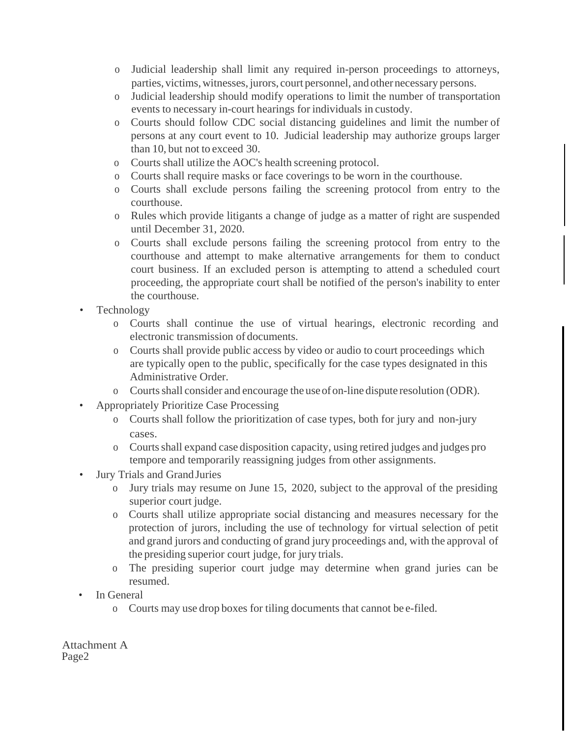- Judicial leadership shall limit any required in-person proceedings to attorneys, parties, victims, witnesses, jurors, court personnel, and other necessary persons.
- Judicial leadership should modify operations to limit the number of transportation events to necessary in-court hearings for individuals in custody.
- Courts should follow CDC social distancing guidelines and limit the number of persons at any court event to 10. Judicial leadership may authorize groups larger than 10, but not to exceed 30.
- Courts shall utilize the AOC's health screening protocol.
- Courts shall require masks or face coverings to be worn in the courthouse.
- Courts shall exclude persons failing the screening protocol from entry to the courthouse.
- Rules which provide litigants a change of judge as a matter of right are suspended until December 31, 2020.
- Courts shall exclude persons failing the screening protocol from entry to the courthouse and attempt to make alternative arrangements for them to conduct court business. If an excluded person is attempting to attend a scheduled court proceeding, the appropriate court shall be notified of the person's inability to enter the courthouse.

- Technology
  - Courts shall continue the use of virtual hearings, electronic recording and electronic transmission of documents.
  - Courts shall provide public access by video or audio to court proceedings which are typically open to the public, specifically for the case types designated in this Administrative Order.
  - Courts shall consider and encourage the use of on-line dispute resolution (ODR).
- Appropriately Prioritize Case Processing
  - Courts shall follow the prioritization of case types, both for jury and non-jury cases.
  - Courts shall expand case disposition capacity, using retired judges and judges pro tempore and temporarily reassigning judges from other assignments.
- Jury Trials and Grand Juries
  - Jury trials may resume on June 15, 2020, subject to the approval of the presiding superior court judge.
  - Courts shall utilize appropriate social distancing and measures necessary for the protection of jurors, including the use of technology for virtual selection of petit and grand jurors and conducting of grand jury proceedings and, with the approval of the presiding superior court judge, for jury trials.
  - The presiding superior court judge may determine when grand juries can be resumed.
- In General
  - Courts may use drop boxes for tiling documents that cannot be e-filed.

Attachment A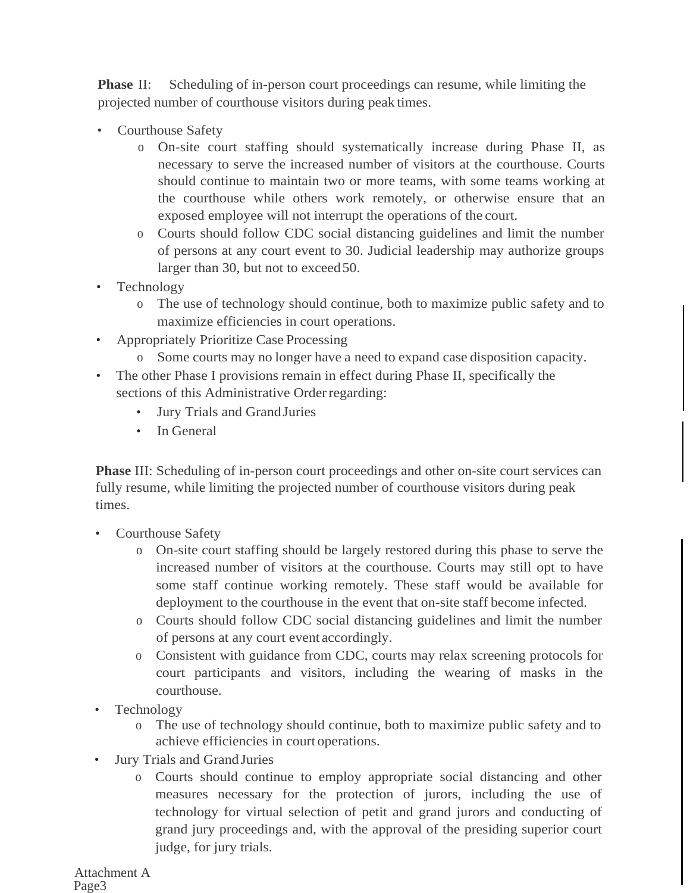**Phase** II: Scheduling of in-person court proceedings can resume, while limiting the projected number of courthouse visitors during peak times.

- Courthouse Safety
  - On-site court staffing should systematically increase during Phase II, as necessary to serve the increased number of visitors at the courthouse. Courts should continue to maintain two or more teams, with some teams working at the courthouse while others work remotely, or otherwise ensure that an exposed employee will not interrupt the operations of the court.
  - Courts should follow CDC social distancing guidelines and limit the number of persons at any court event to 30. Judicial leadership may authorize groups larger than 30, but not to exceed 50.
- Technology
  - The use of technology should continue, both to maximize public safety and to maximize efficiencies in court operations.
- Appropriately Prioritize Case Processing
  - Some courts may no longer have a need to expand case disposition capacity.
- The other Phase I provisions remain in effect during Phase II, specifically the sections of this Administrative Order regarding:
  - Jury Trials and Grand Juries
  - In General

**Phase** III: Scheduling of in-person court proceedings and other on-site court services can fully resume, while limiting the projected number of courthouse visitors during peak times.

- Courthouse Safety
  - On-site court staffing should be largely restored during this phase to serve the increased number of visitors at the courthouse. Courts may still opt to have some staff continue working remotely. These staff would be available for deployment to the courthouse in the event that on-site staff become infected.
  - Courts should follow CDC social distancing guidelines and limit the number of persons at any court event accordingly.
  - Consistent with guidance from CDC, courts may relax screening protocols for court participants and visitors, including the wearing of masks in the courthouse.
- Technology
  - The use of technology should continue, both to maximize public safety and to achieve efficiencies in court operations.
- Jury Trials and Grand Juries
  - Courts should continue to employ appropriate social distancing and other measures necessary for the protection of jurors, including the use of technology for virtual selection of petit and grand jurors and conducting of grand jury proceedings and, with the approval of the presiding superior court judge, for jury trials.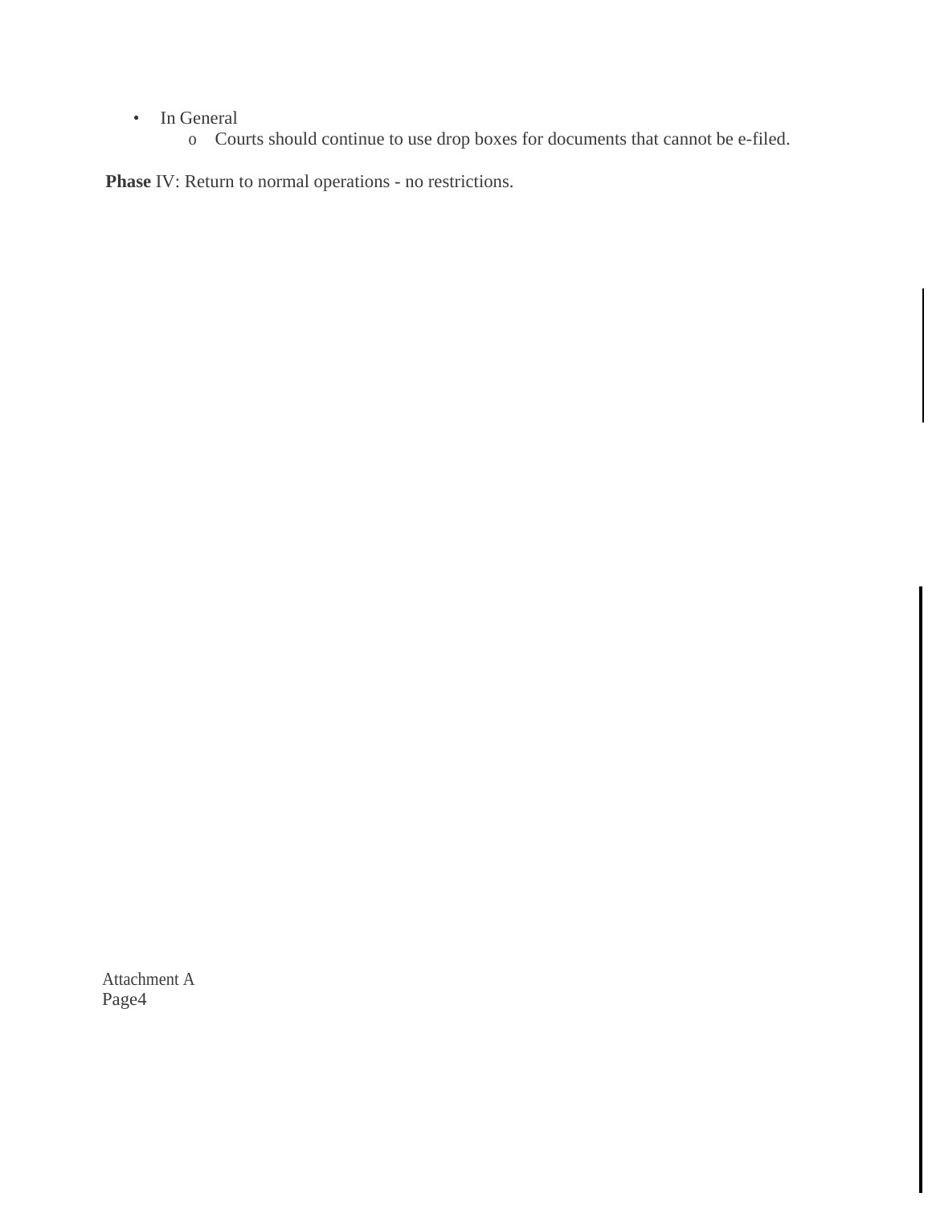- In General
  - Courts should continue to use drop boxes for documents that cannot be e-filed.

**Phase** IV: Return to normal operations - no restrictions.